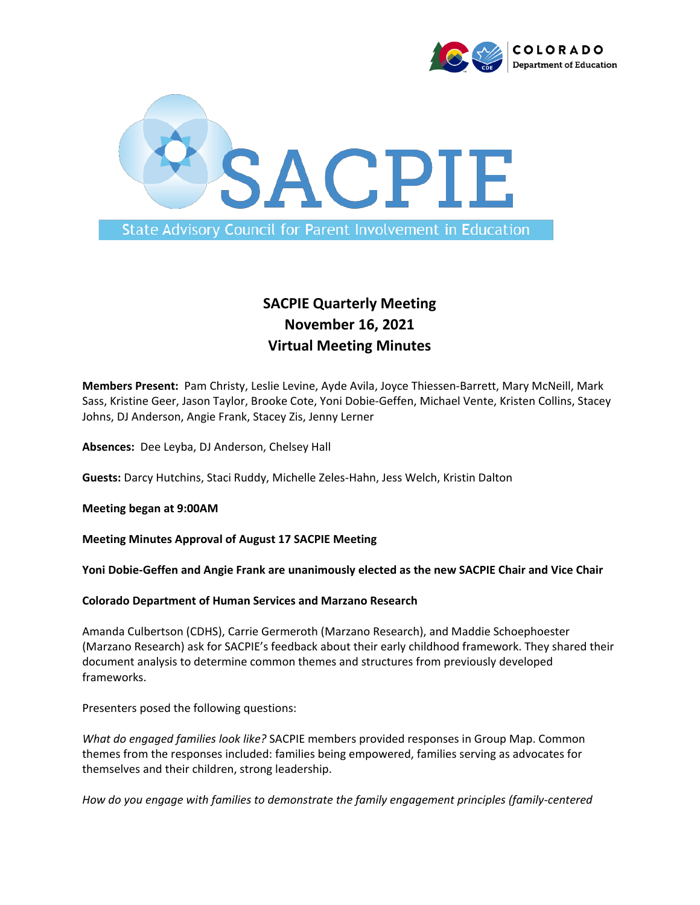SACPIE

State Advisory Council for Parent Involvement in Education

# SACPIE Quarterly Meeting
# November 16, 2021
# Virtual Meeting Minutes

**Members Present:** Pam Christy, Leslie Levine, Ayde Avila, Joyce Thiessen-Barrett, Mary McNeill, Mark Sass, Kristine Geer, Jason Taylor, Brooke Cote, Yoni Dobie-Geffen, Michael Vente, Kristen Collins, Stacey Johns, DJ Anderson, Angie Frank, Stacey Zis, Jenny Lerner

**Absences:** Dee Leyba, DJ Anderson, Chelsey Hall

**Guests:** Darcy Hutchins, Staci Ruddy, Michelle Zeles-Hahn, Jess Welch, Kristin Dalton

**Meeting began at 9:00AM**

**Meeting Minutes Approval of August 17 SACPIE Meeting**

**Yoni Dobie-Geffen and Angie Frank are unanimously elected as the new SACPIE Chair and Vice Chair**

**Colorado Department of Human Services and Marzano Research**

Amanda Culbertson (CDHS), Carrie Germeroth (Marzano Research), and Maddie Schoephoester (Marzano Research) ask for SACPIE's feedback about their early childhood framework. They shared their document analysis to determine common themes and structures from previously developed frameworks.

Presenters posed the following questions:

*What do engaged families look like?* SACPIE members provided responses in Group Map. Common themes from the responses included: families being empowered, families serving as advocates for themselves and their children, strong leadership.

*How do you engage with families to demonstrate the family engagement principles (family-centered*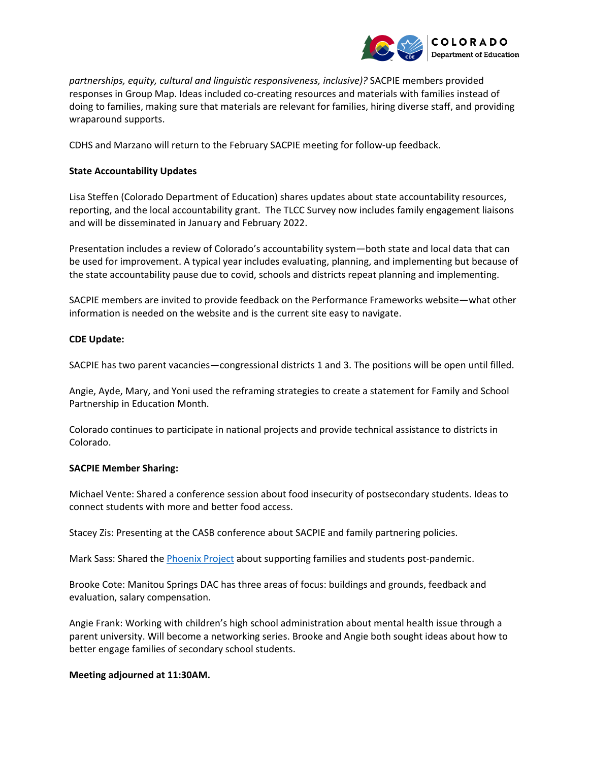*partnerships, equity, cultural and linguistic responsiveness, inclusive)?* SACPIE members provided responses in Group Map. Ideas included co-creating resources and materials with families instead of doing to families, making sure that materials are relevant for families, hiring diverse staff, and providing wraparound supports.

CDHS and Marzano will return to the February SACPIE meeting for follow-up feedback.

**State Accountability Updates**

Lisa Steffen (Colorado Department of Education) shares updates about state accountability resources, reporting, and the local accountability grant. The TLCC Survey now includes family engagement liaisons and will be disseminated in January and February 2022.

Presentation includes a review of Colorado's accountability system—both state and local data that can be used for improvement. A typical year includes evaluating, planning, and implementing but because of the state accountability pause due to covid, schools and districts repeat planning and implementing.

SACPIE members are invited to provide feedback on the Performance Frameworks website—what other information is needed on the website and is the current site easy to navigate.

**CDE Update:**

SACPIE has two parent vacancies—congressional districts 1 and 3. The positions will be open until filled.

Angie, Ayde, Mary, and Yoni used the reframing strategies to create a statement for Family and School Partnership in Education Month.

Colorado continues to participate in national projects and provide technical assistance to districts in Colorado.

**SACPIE Member Sharing:**

Michael Vente: Shared a conference session about food insecurity of postsecondary students. Ideas to connect students with more and better food access.

Stacey Zis: Presenting at the CASB conference about SACPIE and family partnering policies.

Mark Sass: Shared the Phoenix Project about supporting families and students post-pandemic.

Brooke Cote: Manitou Springs DAC has three areas of focus: buildings and grounds, feedback and evaluation, salary compensation.

Angie Frank: Working with children's high school administration about mental health issue through a parent university. Will become a networking series. Brooke and Angie both sought ideas about how to better engage families of secondary school students.

**Meeting adjourned at 11:30AM.**